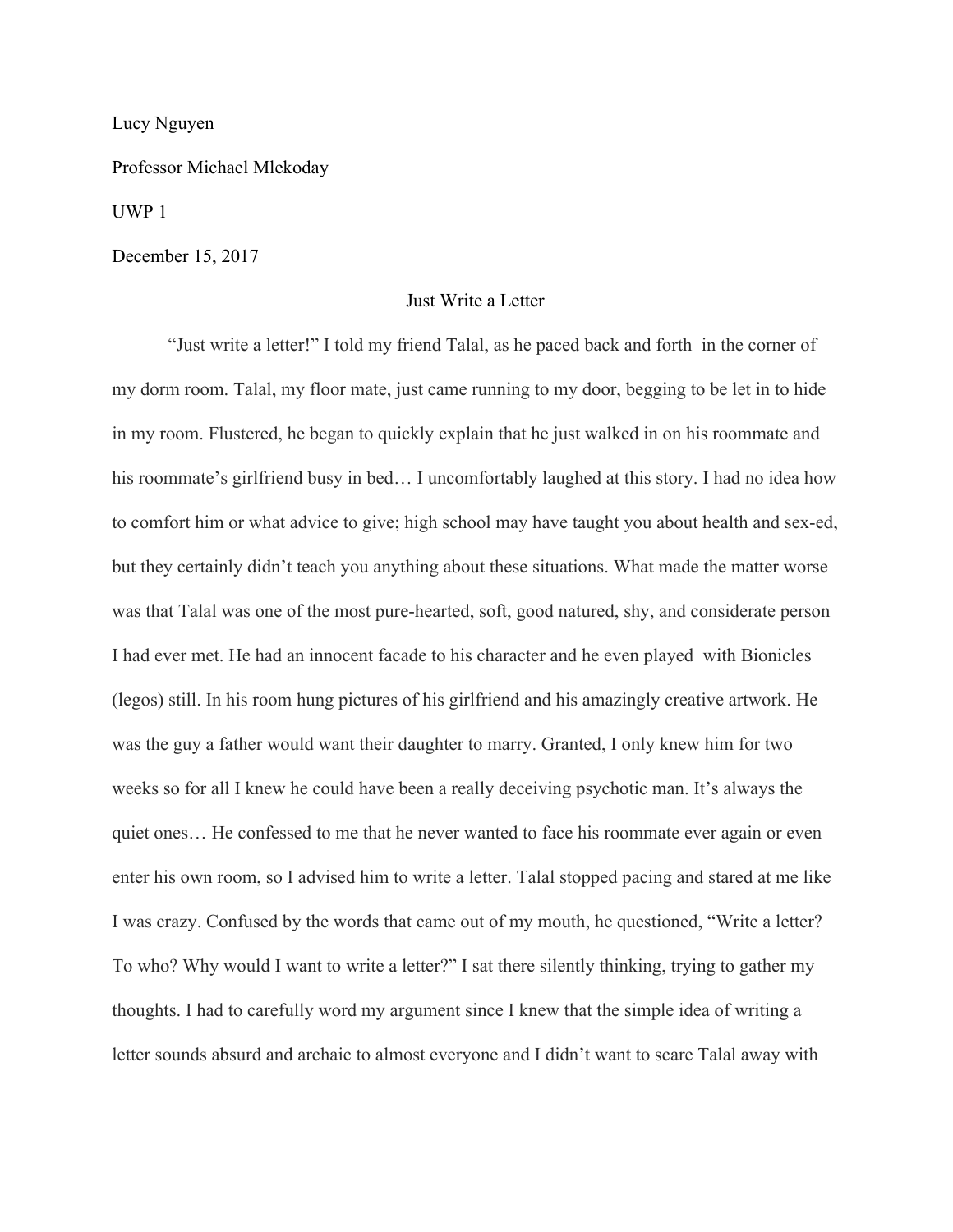Lucy Nguyen

Professor Michael Mlekoday

UWP 1

December 15, 2017

# Just Write a Letter

"Just write a letter!" I told my friend Talal, as he paced back and forth in the corner of my dorm room. Talal, my floor mate, just came running to my door, begging to be let in to hide in my room. Flustered, he began to quickly explain that he just walked in on his roommate and his roommate's girlfriend busy in bed… I uncomfortably laughed at this story. I had no idea how to comfort him or what advice to give; high school may have taught you about health and sex-ed, but they certainly didn't teach you anything about these situations. What made the matter worse was that Talal was one of the most pure-hearted, soft, good natured, shy, and considerate person I had ever met. He had an innocent facade to his character and he even played with Bionicles (legos) still. In his room hung pictures of his girlfriend and his amazingly creative artwork. He was the guy a father would want their daughter to marry. Granted, I only knew him for two weeks so for all I knew he could have been a really deceiving psychotic man. It's always the quiet ones… He confessed to me that he never wanted to face his roommate ever again or even enter his own room, so I advised him to write a letter. Talal stopped pacing and stared at me like I was crazy. Confused by the words that came out of my mouth, he questioned, "Write a letter? To who? Why would I want to write a letter?" I sat there silently thinking, trying to gather my thoughts. I had to carefully word my argument since I knew that the simple idea of writing a letter sounds absurd and archaic to almost everyone and I didn't want to scare Talal away with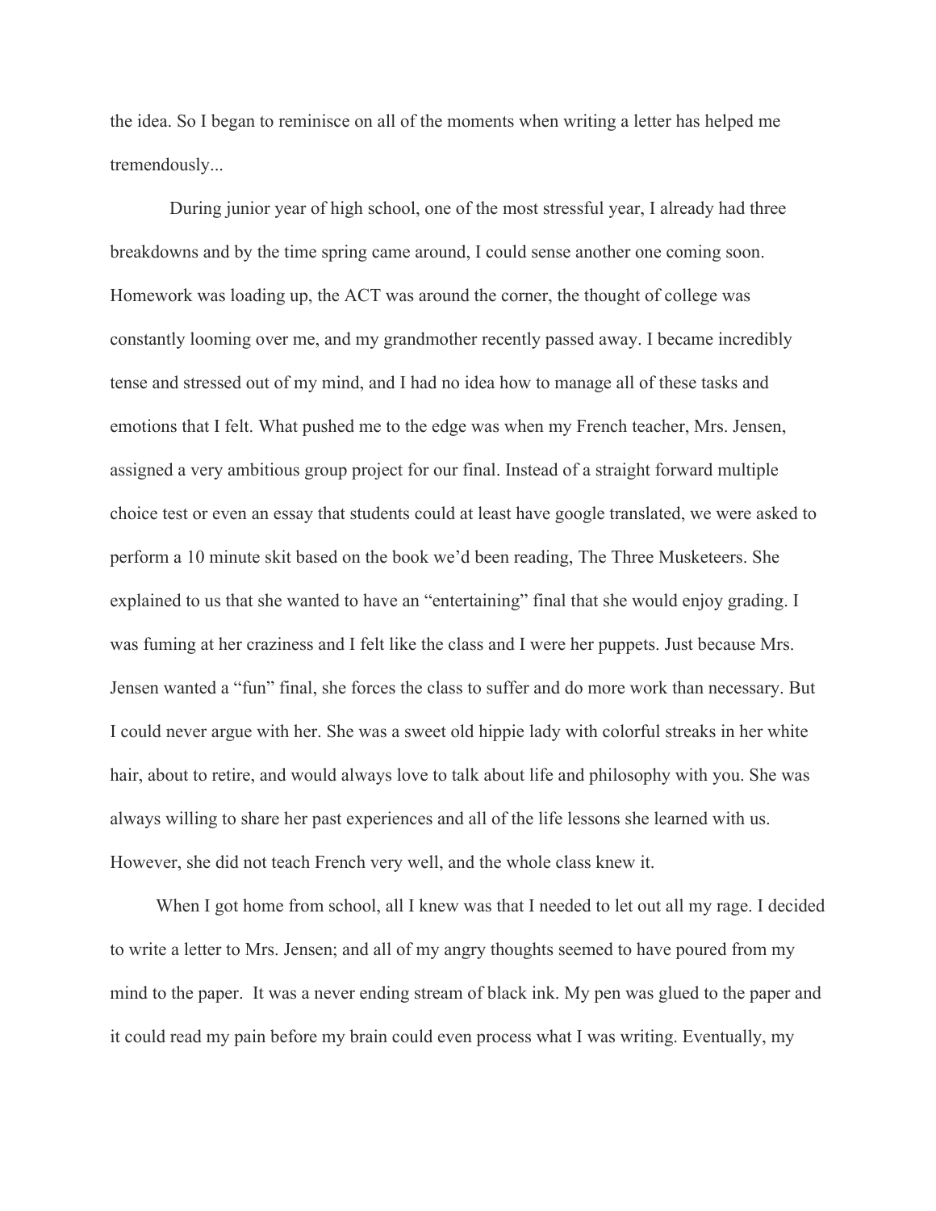the idea. So I began to reminisce on all of the moments when writing a letter has helped me tremendously...

During junior year of high school, one of the most stressful year, I already had three breakdowns and by the time spring came around, I could sense another one coming soon. Homework was loading up, the ACT was around the corner, the thought of college was constantly looming over me, and my grandmother recently passed away. I became incredibly tense and stressed out of my mind, and I had no idea how to manage all of these tasks and emotions that I felt. What pushed me to the edge was when my French teacher, Mrs. Jensen, assigned a very ambitious group project for our final. Instead of a straight forward multiple choice test or even an essay that students could at least have google translated, we were asked to perform a 10 minute skit based on the book we'd been reading, The Three Musketeers. She explained to us that she wanted to have an "entertaining" final that she would enjoy grading. I was fuming at her craziness and I felt like the class and I were her puppets. Just because Mrs. Jensen wanted a "fun" final, she forces the class to suffer and do more work than necessary. But I could never argue with her. She was a sweet old hippie lady with colorful streaks in her white hair, about to retire, and would always love to talk about life and philosophy with you. She was always willing to share her past experiences and all of the life lessons she learned with us. However, she did not teach French very well, and the whole class knew it.

When I got home from school, all I knew was that I needed to let out all my rage. I decided to write a letter to Mrs. Jensen; and all of my angry thoughts seemed to have poured from my mind to the paper. It was a never ending stream of black ink. My pen was glued to the paper and it could read my pain before my brain could even process what I was writing. Eventually, my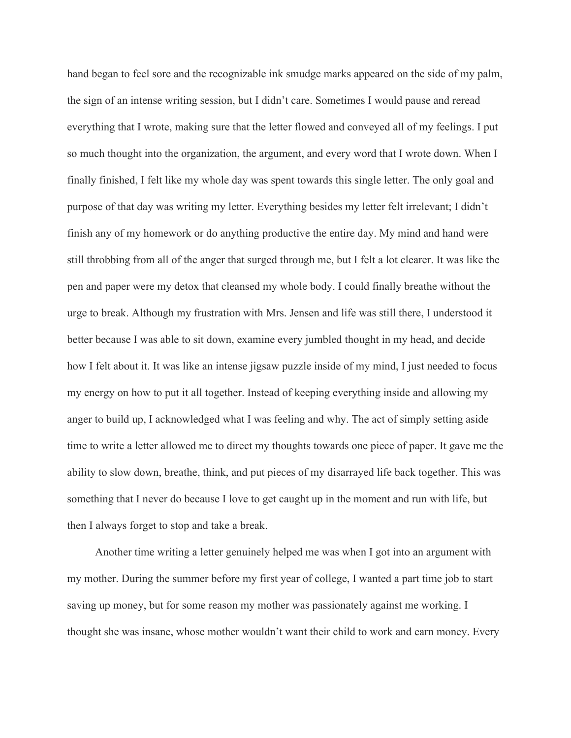hand began to feel sore and the recognizable ink smudge marks appeared on the side of my palm, the sign of an intense writing session, but I didn't care. Sometimes I would pause and reread everything that I wrote, making sure that the letter flowed and conveyed all of my feelings. I put so much thought into the organization, the argument, and every word that I wrote down. When I finally finished, I felt like my whole day was spent towards this single letter. The only goal and purpose of that day was writing my letter. Everything besides my letter felt irrelevant; I didn't finish any of my homework or do anything productive the entire day. My mind and hand were still throbbing from all of the anger that surged through me, but I felt a lot clearer. It was like the pen and paper were my detox that cleansed my whole body. I could finally breathe without the urge to break. Although my frustration with Mrs. Jensen and life was still there, I understood it better because I was able to sit down, examine every jumbled thought in my head, and decide how I felt about it. It was like an intense jigsaw puzzle inside of my mind, I just needed to focus my energy on how to put it all together. Instead of keeping everything inside and allowing my anger to build up, I acknowledged what I was feeling and why. The act of simply setting aside time to write a letter allowed me to direct my thoughts towards one piece of paper. It gave me the ability to slow down, breathe, think, and put pieces of my disarrayed life back together. This was something that I never do because I love to get caught up in the moment and run with life, but then I always forget to stop and take a break.

Another time writing a letter genuinely helped me was when I got into an argument with my mother. During the summer before my first year of college, I wanted a part time job to start saving up money, but for some reason my mother was passionately against me working. I thought she was insane, whose mother wouldn't want their child to work and earn money. Every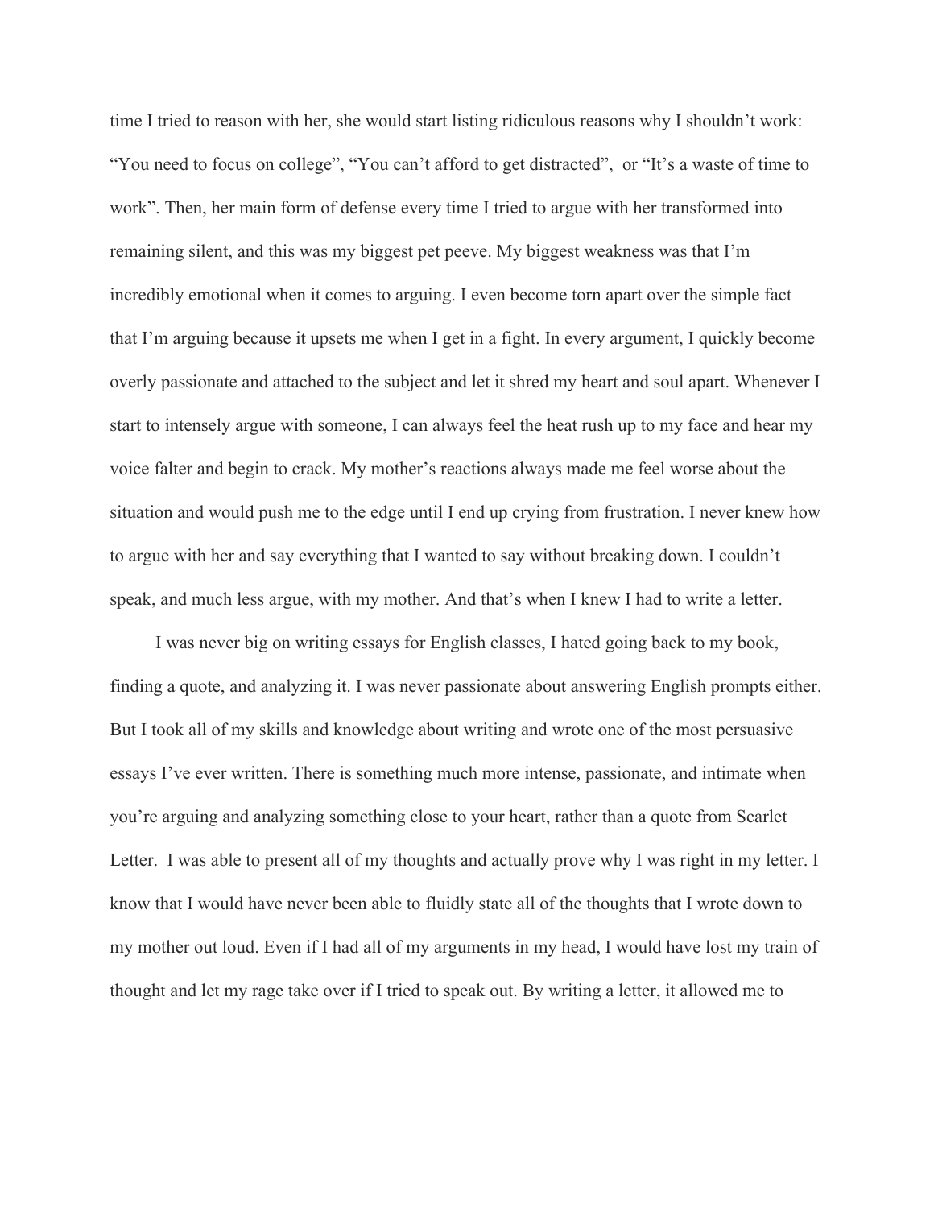time I tried to reason with her, she would start listing ridiculous reasons why I shouldn't work: "You need to focus on college", "You can't afford to get distracted", or "It's a waste of time to work". Then, her main form of defense every time I tried to argue with her transformed into remaining silent, and this was my biggest pet peeve. My biggest weakness was that I'm incredibly emotional when it comes to arguing. I even become torn apart over the simple fact that I'm arguing because it upsets me when I get in a fight. In every argument, I quickly become overly passionate and attached to the subject and let it shred my heart and soul apart. Whenever I start to intensely argue with someone, I can always feel the heat rush up to my face and hear my voice falter and begin to crack. My mother's reactions always made me feel worse about the situation and would push me to the edge until I end up crying from frustration. I never knew how to argue with her and say everything that I wanted to say without breaking down. I couldn't speak, and much less argue, with my mother. And that's when I knew I had to write a letter.

I was never big on writing essays for English classes, I hated going back to my book, finding a quote, and analyzing it. I was never passionate about answering English prompts either. But I took all of my skills and knowledge about writing and wrote one of the most persuasive essays I've ever written. There is something much more intense, passionate, and intimate when you're arguing and analyzing something close to your heart, rather than a quote from Scarlet Letter. I was able to present all of my thoughts and actually prove why I was right in my letter. I know that I would have never been able to fluidly state all of the thoughts that I wrote down to my mother out loud. Even if I had all of my arguments in my head, I would have lost my train of thought and let my rage take over if I tried to speak out. By writing a letter, it allowed me to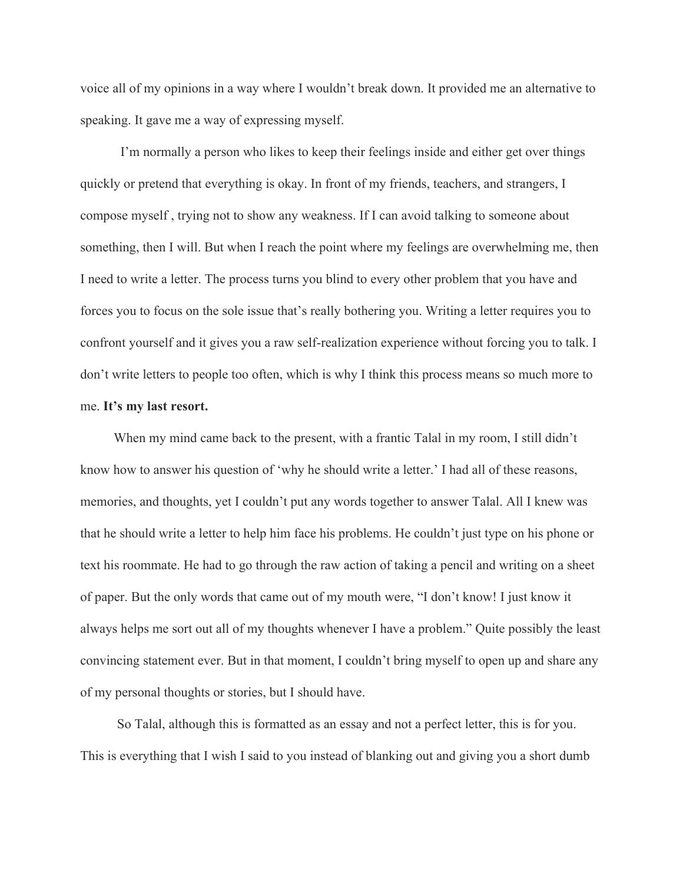voice all of my opinions in a way where I wouldn't break down. It provided me an alternative to speaking. It gave me a way of expressing myself.

I'm normally a person who likes to keep their feelings inside and either get over things quickly or pretend that everything is okay. In front of my friends, teachers, and strangers, I compose myself , trying not to show any weakness. If I can avoid talking to someone about something, then I will. But when I reach the point where my feelings are overwhelming me, then I need to write a letter. The process turns you blind to every other problem that you have and forces you to focus on the sole issue that's really bothering you. Writing a letter requires you to confront yourself and it gives you a raw self-realization experience without forcing you to talk. I don't write letters to people too often, which is why I think this process means so much more to me. **It's my last resort.**

When my mind came back to the present, with a frantic Talal in my room, I still didn't know how to answer his question of 'why he should write a letter.' I had all of these reasons, memories, and thoughts, yet I couldn't put any words together to answer Talal. All I knew was that he should write a letter to help him face his problems. He couldn't just type on his phone or text his roommate. He had to go through the raw action of taking a pencil and writing on a sheet of paper. But the only words that came out of my mouth were, "I don't know! I just know it always helps me sort out all of my thoughts whenever I have a problem." Quite possibly the least convincing statement ever. But in that moment, I couldn't bring myself to open up and share any of my personal thoughts or stories, but I should have.

So Talal, although this is formatted as an essay and not a perfect letter, this is for you. This is everything that I wish I said to you instead of blanking out and giving you a short dumb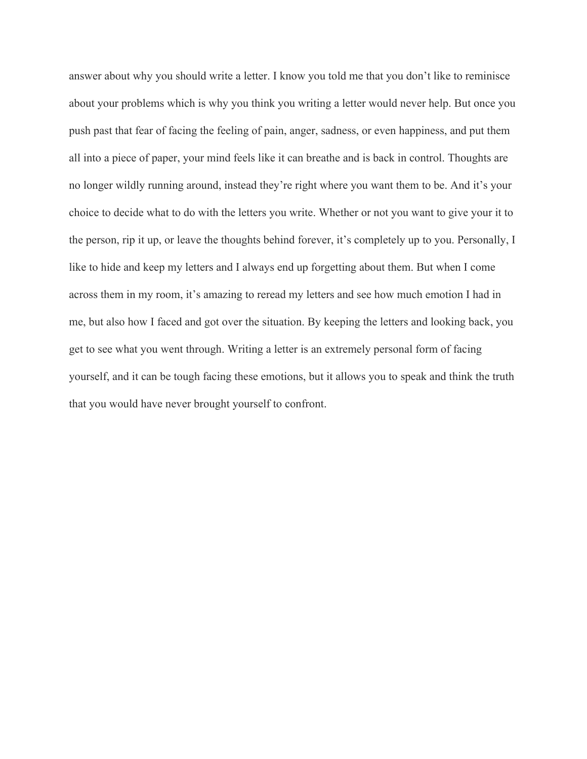answer about why you should write a letter. I know you told me that you don't like to reminisce about your problems which is why you think you writing a letter would never help. But once you push past that fear of facing the feeling of pain, anger, sadness, or even happiness, and put them all into a piece of paper, your mind feels like it can breathe and is back in control. Thoughts are no longer wildly running around, instead they're right where you want them to be. And it's your choice to decide what to do with the letters you write. Whether or not you want to give your it to the person, rip it up, or leave the thoughts behind forever, it's completely up to you. Personally, I like to hide and keep my letters and I always end up forgetting about them. But when I come across them in my room, it's amazing to reread my letters and see how much emotion I had in me, but also how I faced and got over the situation. By keeping the letters and looking back, you get to see what you went through. Writing a letter is an extremely personal form of facing yourself, and it can be tough facing these emotions, but it allows you to speak and think the truth that you would have never brought yourself to confront.